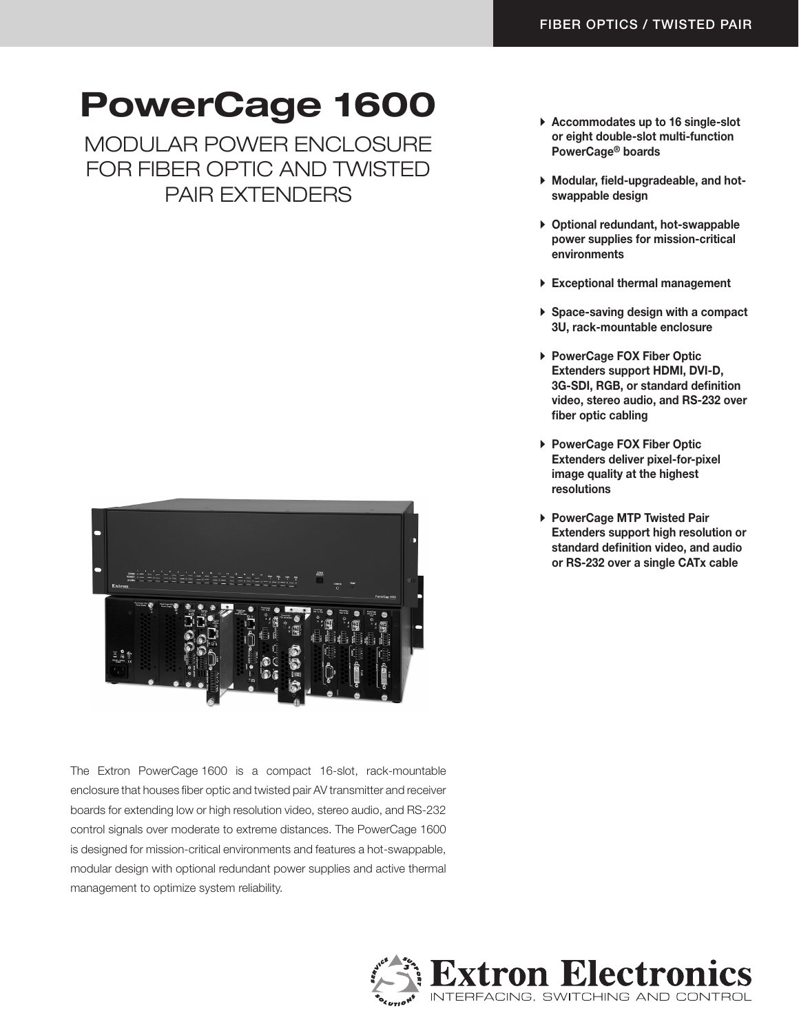FIBER OPTICS / TWISTED PAIR

# PowerCage 1600

## MODULAR POWER ENCLOSURE FOR FIBER OPTIC AND TWISTED PAIR EXTENDERS

- **Accommodates up to 16 single-slot or eight double-slot multi-function PowerCage® boards**
- **Modular, field-upgradeable, and hot-swappable design**
- **Optional redundant, hot-swappable power supplies for mission-critical environments**
- **Exceptional thermal management**
- **Space-saving design with a compact 3U, rack-mountable enclosure**
- **PowerCage FOX Fiber Optic Extenders support HDMI, DVI-D, 3G-SDI, RGB, or standard definition video, stereo audio, and RS-232 over fiber optic cabling**
- **PowerCage FOX Fiber Optic Extenders deliver pixel-for-pixel image quality at the highest resolutions**
- **PowerCage MTP Twisted Pair Extenders support high resolution or standard definition video, and audio or RS-232 over a single CATx cable**

The Extron PowerCage 1600 is a compact 16-slot, rack-mountable enclosure that houses fiber optic and twisted pair AV transmitter and receiver boards for extending low or high resolution video, stereo audio, and RS-232 control signals over moderate to extreme distances. The PowerCage 1600 is designed for mission-critical environments and features a hot-swappable, modular design with optional redundant power supplies and active thermal management to optimize system reliability.

Extron Electronics
INTERFACING, SWITCHING AND CONTROL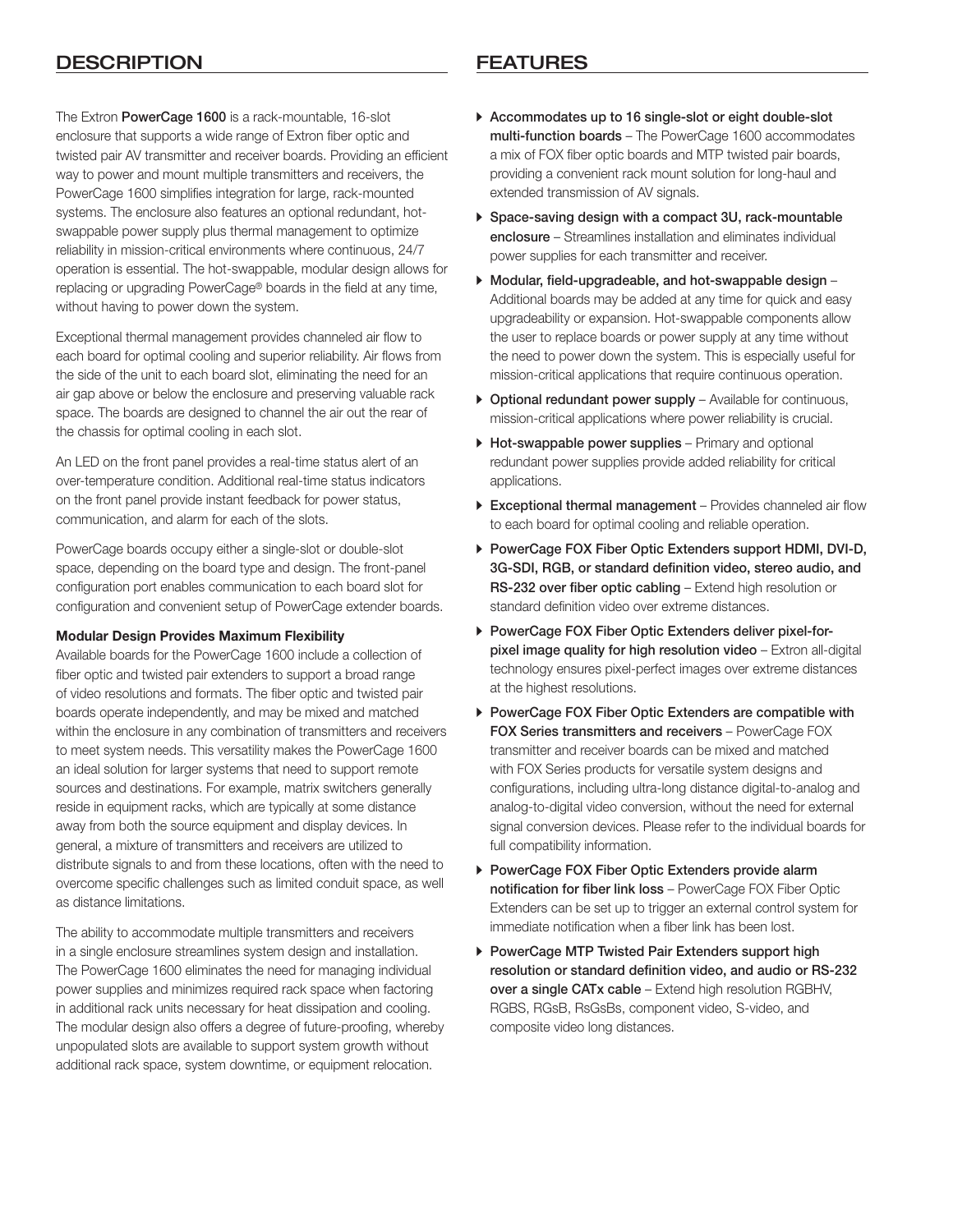## DESCRIPTION

The Extron **PowerCage 1600** is a rack-mountable, 16-slot enclosure that supports a wide range of Extron fiber optic and twisted pair AV transmitter and receiver boards. Providing an efficient way to power and mount multiple transmitters and receivers, the PowerCage 1600 simplifies integration for large, rack-mounted systems. The enclosure also features an optional redundant, hot-swappable power supply plus thermal management to optimize reliability in mission-critical environments where continuous, 24/7 operation is essential. The hot-swappable, modular design allows for replacing or upgrading PowerCage® boards in the field at any time, without having to power down the system.

Exceptional thermal management provides channeled air flow to each board for optimal cooling and superior reliability. Air flows from the side of the unit to each board slot, eliminating the need for an air gap above or below the enclosure and preserving valuable rack space. The boards are designed to channel the air out the rear of the chassis for optimal cooling in each slot.

An LED on the front panel provides a real-time status alert of an over-temperature condition. Additional real-time status indicators on the front panel provide instant feedback for power status, communication, and alarm for each of the slots.

PowerCage boards occupy either a single-slot or double-slot space, depending on the board type and design. The front-panel configuration port enables communication to each board slot for configuration and convenient setup of PowerCage extender boards.

**Modular Design Provides Maximum Flexibility**

Available boards for the PowerCage 1600 include a collection of fiber optic and twisted pair extenders to support a broad range of video resolutions and formats. The fiber optic and twisted pair boards operate independently, and may be mixed and matched within the enclosure in any combination of transmitters and receivers to meet system needs. This versatility makes the PowerCage 1600 an ideal solution for larger systems that need to support remote sources and destinations. For example, matrix switchers generally reside in equipment racks, which are typically at some distance away from both the source equipment and display devices. In general, a mixture of transmitters and receivers are utilized to distribute signals to and from these locations, often with the need to overcome specific challenges such as limited conduit space, as well as distance limitations.

The ability to accommodate multiple transmitters and receivers in a single enclosure streamlines system design and installation. The PowerCage 1600 eliminates the need for managing individual power supplies and minimizes required rack space when factoring in additional rack units necessary for heat dissipation and cooling. The modular design also offers a degree of future-proofing, whereby unpopulated slots are available to support system growth without additional rack space, system downtime, or equipment relocation.

## FEATURES

- **Accommodates up to 16 single-slot or eight double-slot multi-function boards** – The PowerCage 1600 accommodates a mix of FOX fiber optic boards and MTP twisted pair boards, providing a convenient rack mount solution for long-haul and extended transmission of AV signals.
- **Space-saving design with a compact 3U, rack-mountable enclosure** – Streamlines installation and eliminates individual power supplies for each transmitter and receiver.
- **Modular, field-upgradeable, and hot-swappable design** – Additional boards may be added at any time for quick and easy upgradeability or expansion. Hot-swappable components allow the user to replace boards or power supply at any time without the need to power down the system. This is especially useful for mission-critical applications that require continuous operation.
- **Optional redundant power supply** – Available for continuous, mission-critical applications where power reliability is crucial.
- **Hot-swappable power supplies** – Primary and optional redundant power supplies provide added reliability for critical applications.
- **Exceptional thermal management** – Provides channeled air flow to each board for optimal cooling and reliable operation.
- **PowerCage FOX Fiber Optic Extenders support HDMI, DVI-D, 3G-SDI, RGB, or standard definition video, stereo audio, and RS-232 over fiber optic cabling** – Extend high resolution or standard definition video over extreme distances.
- **PowerCage FOX Fiber Optic Extenders deliver pixel-for-pixel image quality for high resolution video** – Extron all-digital technology ensures pixel-perfect images over extreme distances at the highest resolutions.
- **PowerCage FOX Fiber Optic Extenders are compatible with FOX Series transmitters and receivers** – PowerCage FOX transmitter and receiver boards can be mixed and matched with FOX Series products for versatile system designs and configurations, including ultra-long distance digital-to-analog and analog-to-digital video conversion, without the need for external signal conversion devices. Please refer to the individual boards for full compatibility information.
- **PowerCage FOX Fiber Optic Extenders provide alarm notification for fiber link loss** – PowerCage FOX Fiber Optic Extenders can be set up to trigger an external control system for immediate notification when a fiber link has been lost.
- **PowerCage MTP Twisted Pair Extenders support high resolution or standard definition video, and audio or RS-232 over a single CATx cable** – Extend high resolution RGBHV, RGBS, RGsB, RsGsBs, component video, S-video, and composite video long distances.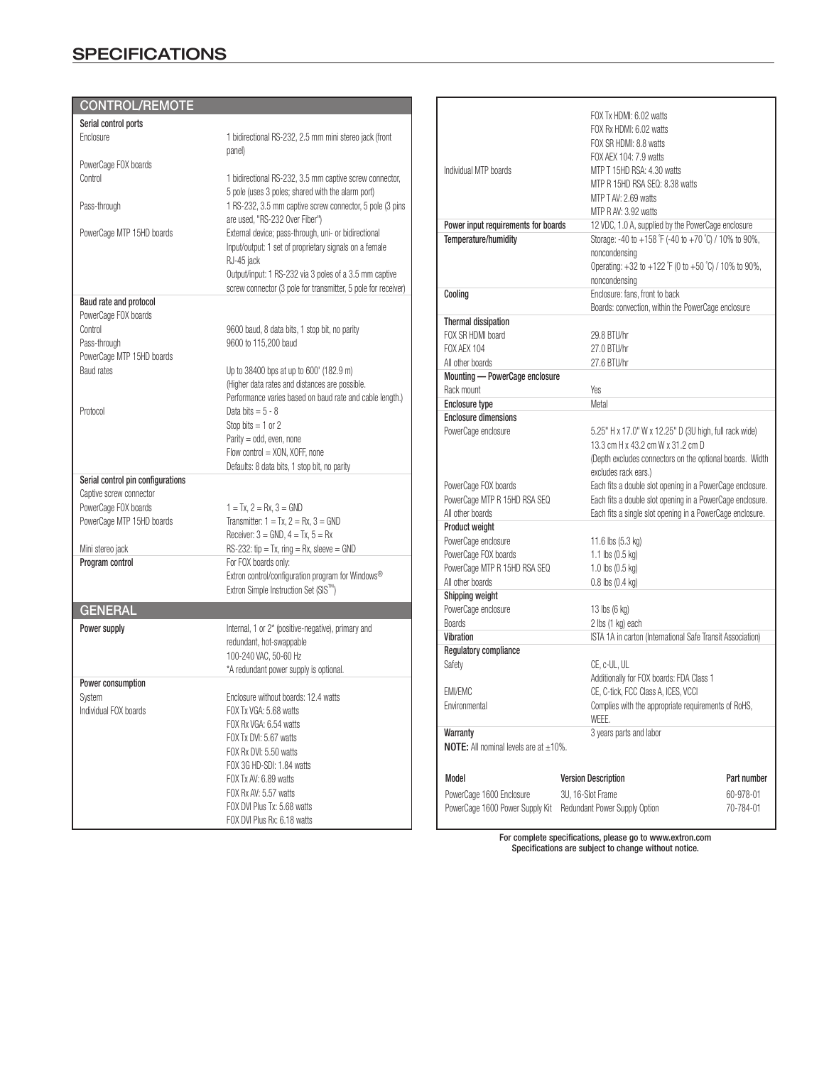# SPECIFICATIONS

## CONTROL/REMOTE

| | |
|---|---|
| **Serial control ports** | |
| Enclosure | 1 bidirectional RS-232, 2.5 mm mini stereo jack (front panel) |
| PowerCage FOX boards | |
| Control | 1 bidirectional RS-232, 3.5 mm captive screw connector, 5 pole (uses 3 poles; shared with the alarm port) |
| Pass-through | 1 RS-232, 3.5 mm captive screw connector, 5 pole (3 pins are used, "RS-232 Over Fiber") |
| PowerCage MTP 15HD boards | External device; pass-through, uni- or bidirectional<br>Input/output: 1 set of proprietary signals on a female RJ-45 jack<br>Output/input: 1 RS-232 via 3 poles of a 3.5 mm captive screw connector (3 pole for transmitter, 5 pole for receiver) |
| **Baud rate and protocol** | |
| PowerCage FOX boards | |
| Control | 9600 baud, 8 data bits, 1 stop bit, no parity |
| Pass-through | 9600 to 115,200 baud |
| PowerCage MTP 15HD boards | |
| Baud rates | Up to 38400 bps at up to 600' (182.9 m)<br>(Higher data rates and distances are possible. Performance varies based on baud rate and cable length.) |
| Protocol | Data bits = 5 - 8<br>Stop bits = 1 or 2<br>Parity = odd, even, none<br>Flow control = XON, XOFF, none<br>Defaults: 8 data bits, 1 stop bit, no parity |
| **Serial control pin configurations** | |
| Captive screw connector | |
| PowerCage FOX boards | 1 = Tx, 2 = Rx, 3 = GND |
| PowerCage MTP 15HD boards | Transmitter: 1 = Tx, 2 = Rx, 3 = GND<br>Receiver: 3 = GND, 4 = Tx, 5 = Rx |
| Mini stereo jack | RS-232: tip = Tx, ring = Rx, sleeve = GND |
| **Program control** | For FOX boards only:<br>Extron control/configuration program for Windows®<br>Extron Simple Instruction Set (SIS™) |

## GENERAL

| | |
|---|---|
| **Power supply** | Internal, 1 or 2* (positive-negative), primary and redundant, hot-swappable<br>100-240 VAC, 50-60 Hz<br>*A redundant power supply is optional. |
| **Power consumption** | |
| System | Enclosure without boards: 12.4 watts |
| Individual FOX boards | FOX Tx VGA: 5.68 watts<br>FOX Rx VGA: 6.54 watts<br>FOX Tx DVI: 5.67 watts<br>FOX Rx DVI: 5.50 watts<br>FOX 3G HD-SDI: 1.84 watts<br>FOX Tx AV: 6.89 watts<br>FOX Rx AV: 5.57 watts<br>FOX DVI Plus Tx: 5.68 watts<br>FOX DVI Plus Rx: 6.18 watts<br>FOX Tx HDMI: 6.02 watts<br>FOX Rx HDMI: 6.02 watts<br>FOX SR HDMI: 8.8 watts<br>FOX AEX 104: 7.9 watts |
| Individual MTP boards | MTP T 15HD RSA: 4.30 watts<br>MTP R 15HD RSA SEQ: 8.38 watts<br>MTP T AV: 2.69 watts<br>MTP R AV: 3.92 watts |
| **Power input requirements for boards** | 12 VDC, 1.0 A, supplied by the PowerCage enclosure |
| **Temperature/humidity** | Storage: -40 to +158 °F (-40 to +70 °C) / 10% to 90%, noncondensing<br>Operating: +32 to +122 °F (0 to +50 °C) / 10% to 90%, noncondensing |
| **Cooling** | Enclosure: fans, front to back<br>Boards: convection, within the PowerCage enclosure |
| **Thermal dissipation** | |
| FOX SR HDMI board | 29.8 BTU/hr |
| FOX AEX 104 | 27.0 BTU/hr |
| All other boards | 27.6 BTU/hr |
| **Mounting — PowerCage enclosure** | |
| Rack mount | Yes |
| **Enclosure type** | Metal |
| **Enclosure dimensions** | |
| PowerCage enclosure | 5.25" H x 17.0" W x 12.25" D (3U high, full rack wide)<br>13.3 cm H x 43.2 cm W x 31.2 cm D<br>(Depth excludes connectors on the optional boards. Width excludes rack ears.) |
| PowerCage FOX boards | Each fits a double slot opening in a PowerCage enclosure. |
| PowerCage MTP R 15HD RSA SEQ | Each fits a double slot opening in a PowerCage enclosure. |
| All other boards | Each fits a single slot opening in a PowerCage enclosure. |
| **Product weight** | |
| PowerCage enclosure | 11.6 lbs (5.3 kg) |
| PowerCage FOX boards | 1.1 lbs (0.5 kg) |
| PowerCage MTP R 15HD RSA SEQ | 1.0 lbs (0.5 kg) |
| All other boards | 0.8 lbs (0.4 kg) |
| **Shipping weight** | |
| PowerCage enclosure | 13 lbs (6 kg) |
| Boards | 2 lbs (1 kg) each |
| **Vibration** | ISTA 1A in carton (International Safe Transit Association) |
| **Regulatory compliance** | |
| Safety | CE, c-UL, UL<br>Additionally for FOX boards: FDA Class 1 |
| EMI/EMC | CE, C-tick, FCC Class A, ICES, VCCI |
| Environmental | Complies with the appropriate requirements of RoHS, WEEE. |
| **Warranty** | 3 years parts and labor |

**NOTE:** All nominal levels are at ±10%.

| Model | Version Description | Part number |
|---|---|---|
| PowerCage 1600 Enclosure | 3U, 16-Slot Frame | 60-978-01 |
| PowerCage 1600 Power Supply Kit | Redundant Power Supply Option | 70-784-01 |

For complete specifications, please go to www.extron.com
Specifications are subject to change without notice.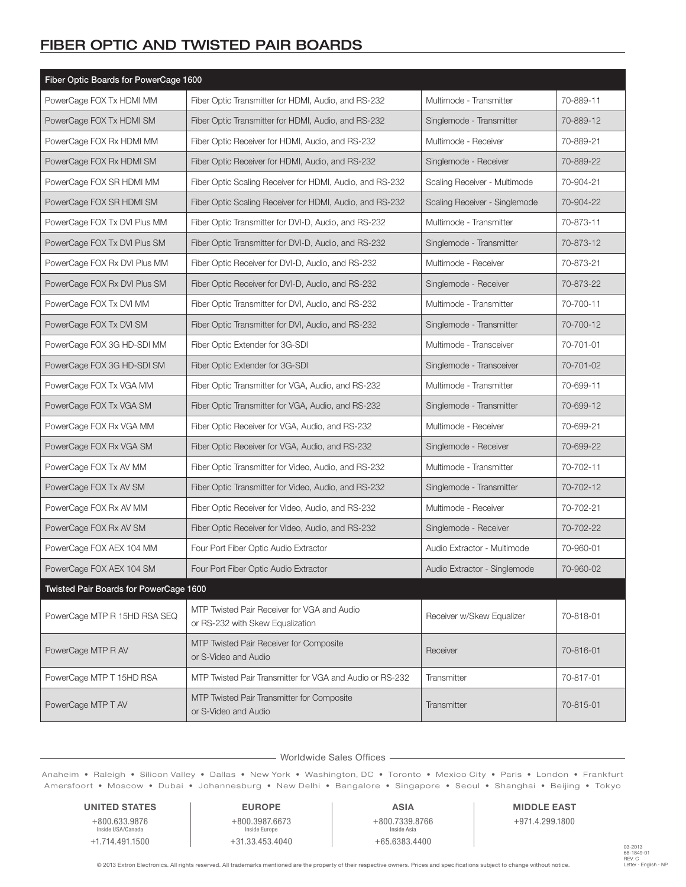## FIBER OPTIC AND TWISTED PAIR BOARDS

| Fiber Optic Boards for PowerCage 1600 | | | |
|---|---|---|---|
| PowerCage FOX Tx HDMI MM | Fiber Optic Transmitter for HDMI, Audio, and RS-232 | Multimode - Transmitter | 70-889-11 |
| PowerCage FOX Tx HDMI SM | Fiber Optic Transmitter for HDMI, Audio, and RS-232 | Singlemode - Transmitter | 70-889-12 |
| PowerCage FOX Rx HDMI MM | Fiber Optic Receiver for HDMI, Audio, and RS-232 | Multimode - Receiver | 70-889-21 |
| PowerCage FOX Rx HDMI SM | Fiber Optic Receiver for HDMI, Audio, and RS-232 | Singlemode - Receiver | 70-889-22 |
| PowerCage FOX SR HDMI MM | Fiber Optic Scaling Receiver for HDMI, Audio, and RS-232 | Scaling Receiver - Multimode | 70-904-21 |
| PowerCage FOX SR HDMI SM | Fiber Optic Scaling Receiver for HDMI, Audio, and RS-232 | Scaling Receiver - Singlemode | 70-904-22 |
| PowerCage FOX Tx DVI Plus MM | Fiber Optic Transmitter for DVI-D, Audio, and RS-232 | Multimode - Transmitter | 70-873-11 |
| PowerCage FOX Tx DVI Plus SM | Fiber Optic Transmitter for DVI-D, Audio, and RS-232 | Singlemode - Transmitter | 70-873-12 |
| PowerCage FOX Rx DVI Plus MM | Fiber Optic Receiver for DVI-D, Audio, and RS-232 | Multimode - Receiver | 70-873-21 |
| PowerCage FOX Rx DVI Plus SM | Fiber Optic Receiver for DVI-D, Audio, and RS-232 | Singlemode - Receiver | 70-873-22 |
| PowerCage FOX Tx DVI MM | Fiber Optic Transmitter for DVI, Audio, and RS-232 | Multimode - Transmitter | 70-700-11 |
| PowerCage FOX Tx DVI SM | Fiber Optic Transmitter for DVI, Audio, and RS-232 | Singlemode - Transmitter | 70-700-12 |
| PowerCage FOX 3G HD-SDI MM | Fiber Optic Extender for 3G-SDI | Multimode - Transceiver | 70-701-01 |
| PowerCage FOX 3G HD-SDI SM | Fiber Optic Extender for 3G-SDI | Singlemode - Transceiver | 70-701-02 |
| PowerCage FOX Tx VGA MM | Fiber Optic Transmitter for VGA, Audio, and RS-232 | Multimode - Transmitter | 70-699-11 |
| PowerCage FOX Tx VGA SM | Fiber Optic Transmitter for VGA, Audio, and RS-232 | Singlemode - Transmitter | 70-699-12 |
| PowerCage FOX Rx VGA MM | Fiber Optic Receiver for VGA, Audio, and RS-232 | Multimode - Receiver | 70-699-21 |
| PowerCage FOX Rx VGA SM | Fiber Optic Receiver for VGA, Audio, and RS-232 | Singlemode - Receiver | 70-699-22 |
| PowerCage FOX Tx AV MM | Fiber Optic Transmitter for Video, Audio, and RS-232 | Multimode - Transmitter | 70-702-11 |
| PowerCage FOX Tx AV SM | Fiber Optic Transmitter for Video, Audio, and RS-232 | Singlemode - Transmitter | 70-702-12 |
| PowerCage FOX Rx AV MM | Fiber Optic Receiver for Video, Audio, and RS-232 | Multimode - Receiver | 70-702-21 |
| PowerCage FOX Rx AV SM | Fiber Optic Receiver for Video, Audio, and RS-232 | Singlemode - Receiver | 70-702-22 |
| PowerCage FOX AEX 104 MM | Four Port Fiber Optic Audio Extractor | Audio Extractor - Multimode | 70-960-01 |
| PowerCage FOX AEX 104 SM | Four Port Fiber Optic Audio Extractor | Audio Extractor - Singlemode | 70-960-02 |
| **Twisted Pair Boards for PowerCage 1600** | | | |
| PowerCage MTP R 15HD RSA SEQ | MTP Twisted Pair Receiver for VGA and Audio or RS-232 with Skew Equalization | Receiver w/Skew Equalizer | 70-818-01 |
| PowerCage MTP R AV | MTP Twisted Pair Receiver for Composite or S-Video and Audio | Receiver | 70-816-01 |
| PowerCage MTP T 15HD RSA | MTP Twisted Pair Transmitter for VGA and Audio or RS-232 | Transmitter | 70-817-01 |
| PowerCage MTP T AV | MTP Twisted Pair Transmitter for Composite or S-Video and Audio | Transmitter | 70-815-01 |

Worldwide Sales Offices

Anaheim • Raleigh • Silicon Valley • Dallas • New York • Washington, DC • Toronto • Mexico City • Paris • London • Frankfurt
Amersfoort • Moscow • Dubai • Johannesburg • New Delhi • Bangalore • Singapore • Seoul • Shanghai • Beijing • Tokyo

**UNITED STATES**
+800.633.9876
Inside USA/Canada
+1.714.491.1500

**EUROPE**
+800.3987.6673
Inside Europe
+31.33.453.4040

**ASIA**
+800.7339.8766
Inside Asia
+65.6383.4400

**MIDDLE EAST**
+971.4.299.1800

03-2013
68-1849-01
REV. C
Letter - English - NP

© 2013 Extron Electronics. All rights reserved. All trademarks mentioned are the property of their respective owners. Prices and specifications subject to change without notice.